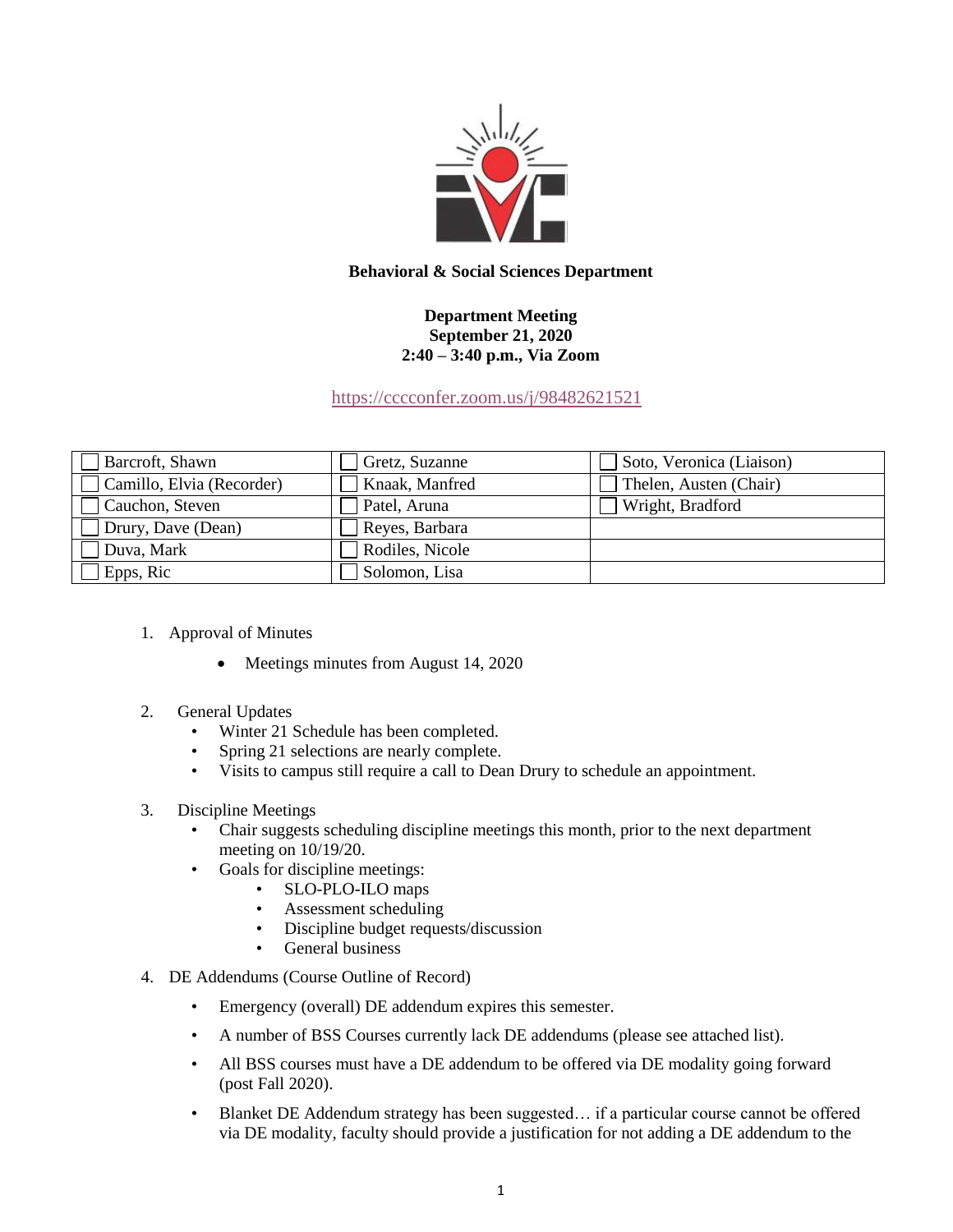**Behavioral & Social Sciences Department**

**Department Meeting**
**September 21, 2020**
**2:40 – 3:40 p.m., Via Zoom**

https://cccconfer.zoom.us/j/98482621521

| | | |
|---|---|---|
| ☐ Barcroft, Shawn | ☐ Gretz, Suzanne | ☐ Soto, Veronica (Liaison) |
| ☐ Camillo, Elvia (Recorder) | ☐ Knaak, Manfred | ☐ Thelen, Austen (Chair) |
| ☐ Cauchon, Steven | ☐ Patel, Aruna | ☐ Wright, Bradford |
| ☐ Drury, Dave (Dean) | ☐ Reyes, Barbara | |
| ☐ Duva, Mark | ☐ Rodiles, Nicole | |
| ☐ Epps, Ric | ☐ Solomon, Lisa | |

1. Approval of Minutes
   - Meetings minutes from August 14, 2020

2. General Updates
   - Winter 21 Schedule has been completed.
   - Spring 21 selections are nearly complete.
   - Visits to campus still require a call to Dean Drury to schedule an appointment.

3. Discipline Meetings
   - Chair suggests scheduling discipline meetings this month, prior to the next department meeting on 10/19/20.
   - Goals for discipline meetings:
     - SLO-PLO-ILO maps
     - Assessment scheduling
     - Discipline budget requests/discussion
     - General business

4. DE Addendums (Course Outline of Record)
   - Emergency (overall) DE addendum expires this semester.
   - A number of BSS Courses currently lack DE addendums (please see attached list).
   - All BSS courses must have a DE addendum to be offered via DE modality going forward (post Fall 2020).
   - Blanket DE Addendum strategy has been suggested… if a particular course cannot be offered via DE modality, faculty should provide a justification for not adding a DE addendum to the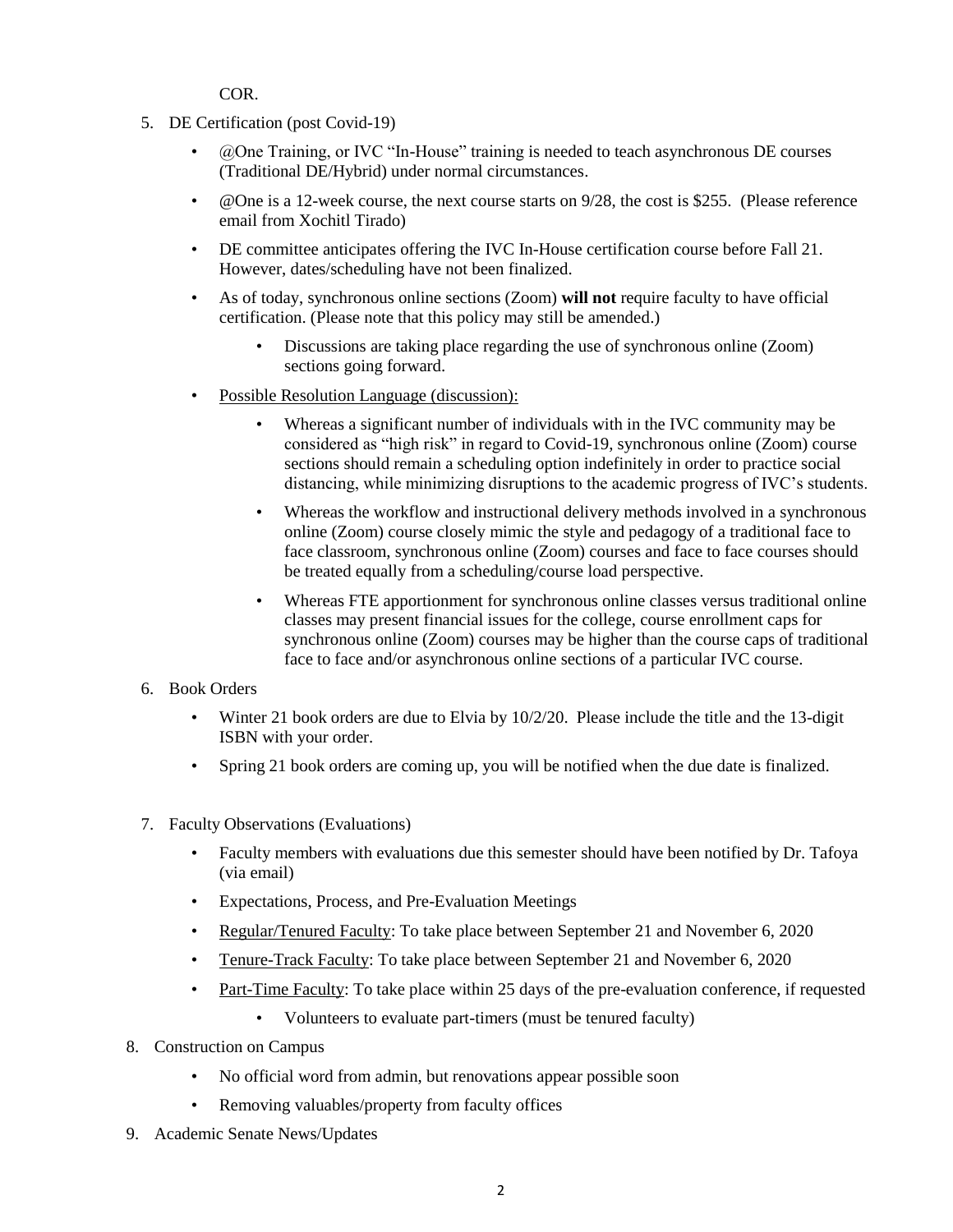COR.

5. DE Certification (post Covid-19)
    - @One Training, or IVC "In-House" training is needed to teach asynchronous DE courses (Traditional DE/Hybrid) under normal circumstances.
    - @One is a 12-week course, the next course starts on 9/28, the cost is $255. (Please reference email from Xochitl Tirado)
    - DE committee anticipates offering the IVC In-House certification course before Fall 21. However, dates/scheduling have not been finalized.
    - As of today, synchronous online sections (Zoom) **will not** require faculty to have official certification. (Please note that this policy may still be amended.)
        - Discussions are taking place regarding the use of synchronous online (Zoom) sections going forward.
    - <u>Possible Resolution Language (discussion):</u>
        - Whereas a significant number of individuals with in the IVC community may be considered as "high risk" in regard to Covid-19, synchronous online (Zoom) course sections should remain a scheduling option indefinitely in order to practice social distancing, while minimizing disruptions to the academic progress of IVC's students.
        - Whereas the workflow and instructional delivery methods involved in a synchronous online (Zoom) course closely mimic the style and pedagogy of a traditional face to face classroom, synchronous online (Zoom) courses and face to face courses should be treated equally from a scheduling/course load perspective.
        - Whereas FTE apportionment for synchronous online classes versus traditional online classes may present financial issues for the college, course enrollment caps for synchronous online (Zoom) courses may be higher than the course caps of traditional face to face and/or asynchronous online sections of a particular IVC course.
6. Book Orders
    - Winter 21 book orders are due to Elvia by 10/2/20. Please include the title and the 13-digit ISBN with your order.
    - Spring 21 book orders are coming up, you will be notified when the due date is finalized.
7. Faculty Observations (Evaluations)
    - Faculty members with evaluations due this semester should have been notified by Dr. Tafoya (via email)
    - Expectations, Process, and Pre-Evaluation Meetings
    - <u>Regular/Tenured Faculty</u>: To take place between September 21 and November 6, 2020
    - <u>Tenure-Track Faculty</u>: To take place between September 21 and November 6, 2020
    - <u>Part-Time Faculty</u>: To take place within 25 days of the pre-evaluation conference, if requested
        - Volunteers to evaluate part-timers (must be tenured faculty)
8. Construction on Campus
    - No official word from admin, but renovations appear possible soon
    - Removing valuables/property from faculty offices
9. Academic Senate News/Updates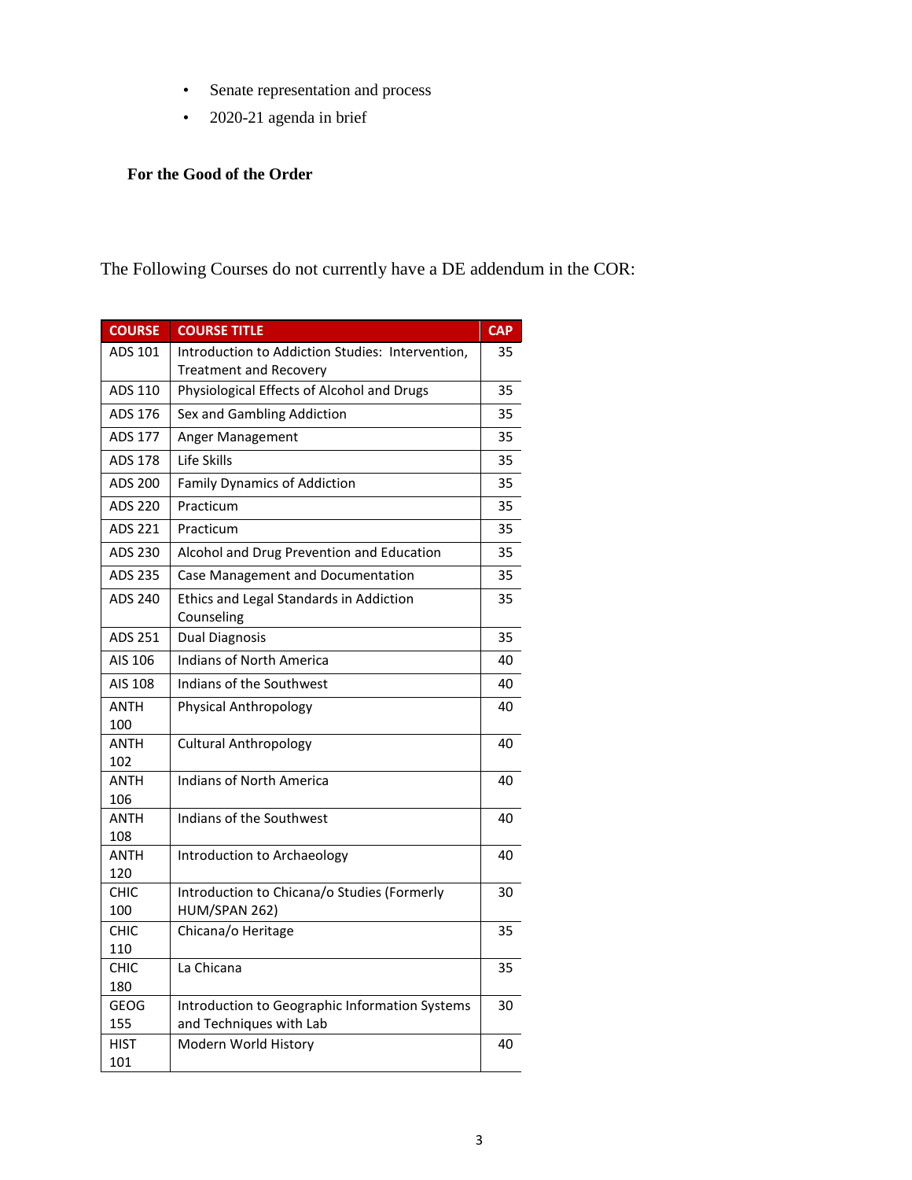- Senate representation and process
- 2020-21 agenda in brief

**For the Good of the Order**

The Following Courses do not currently have a DE addendum in the COR:

| COURSE | COURSE TITLE | CAP |
|---|---|---|
| ADS 101 | Introduction to Addiction Studies: Intervention, Treatment and Recovery | 35 |
| ADS 110 | Physiological Effects of Alcohol and Drugs | 35 |
| ADS 176 | Sex and Gambling Addiction | 35 |
| ADS 177 | Anger Management | 35 |
| ADS 178 | Life Skills | 35 |
| ADS 200 | Family Dynamics of Addiction | 35 |
| ADS 220 | Practicum | 35 |
| ADS 221 | Practicum | 35 |
| ADS 230 | Alcohol and Drug Prevention and Education | 35 |
| ADS 235 | Case Management and Documentation | 35 |
| ADS 240 | Ethics and Legal Standards in Addiction Counseling | 35 |
| ADS 251 | Dual Diagnosis | 35 |
| AIS 106 | Indians of North America | 40 |
| AIS 108 | Indians of the Southwest | 40 |
| ANTH 100 | Physical Anthropology | 40 |
| ANTH 102 | Cultural Anthropology | 40 |
| ANTH 106 | Indians of North America | 40 |
| ANTH 108 | Indians of the Southwest | 40 |
| ANTH 120 | Introduction to Archaeology | 40 |
| CHIC 100 | Introduction to Chicana/o Studies (Formerly HUM/SPAN 262) | 30 |
| CHIC 110 | Chicana/o Heritage | 35 |
| CHIC 180 | La Chicana | 35 |
| GEOG 155 | Introduction to Geographic Information Systems and Techniques with Lab | 30 |
| HIST 101 | Modern World History | 40 |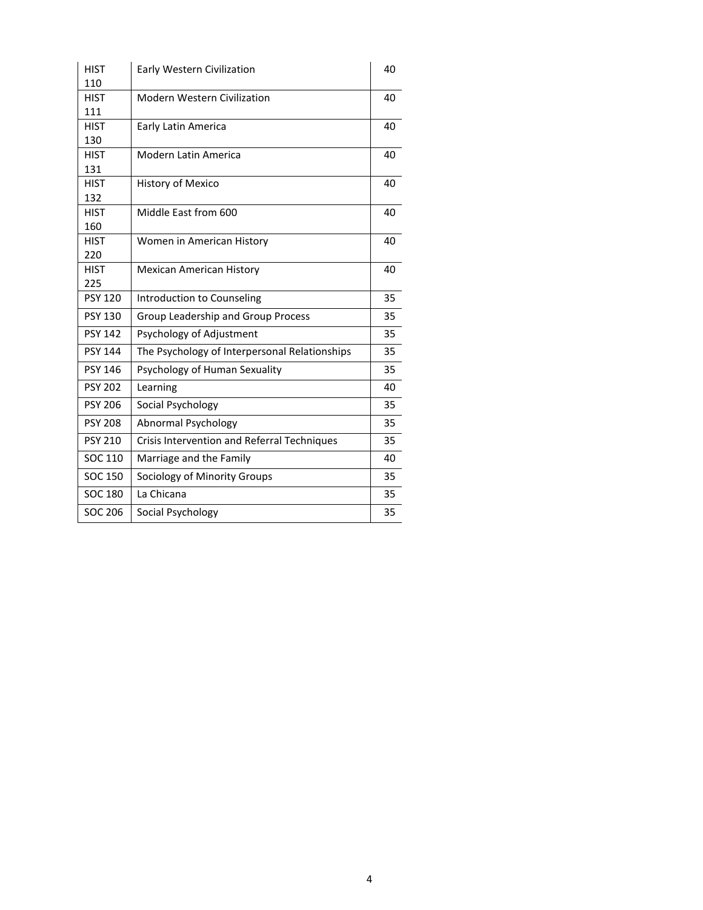| | | |
|---|---|---|
| HIST 110 | Early Western Civilization | 40 |
| HIST 111 | Modern Western Civilization | 40 |
| HIST 130 | Early Latin America | 40 |
| HIST 131 | Modern Latin America | 40 |
| HIST 132 | History of Mexico | 40 |
| HIST 160 | Middle East from 600 | 40 |
| HIST 220 | Women in American History | 40 |
| HIST 225 | Mexican American History | 40 |
| PSY 120 | Introduction to Counseling | 35 |
| PSY 130 | Group Leadership and Group Process | 35 |
| PSY 142 | Psychology of Adjustment | 35 |
| PSY 144 | The Psychology of Interpersonal Relationships | 35 |
| PSY 146 | Psychology of Human Sexuality | 35 |
| PSY 202 | Learning | 40 |
| PSY 206 | Social Psychology | 35 |
| PSY 208 | Abnormal Psychology | 35 |
| PSY 210 | Crisis Intervention and Referral Techniques | 35 |
| SOC 110 | Marriage and the Family | 40 |
| SOC 150 | Sociology of Minority Groups | 35 |
| SOC 180 | La Chicana | 35 |
| SOC 206 | Social Psychology | 35 |